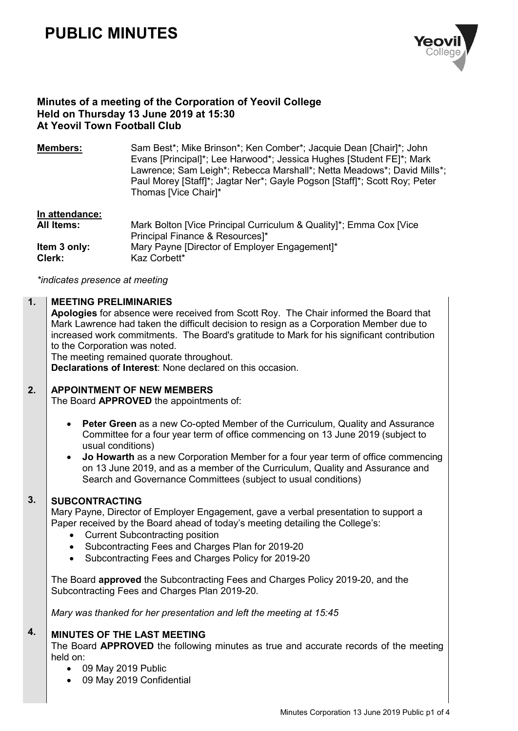# PUBLIC MINUTES

### Minutes of a meeting of the Corporation of Yeovil College
### Held on Thursday 13 June 2019 at 15:30
### At Yeovil Town Football Club

**Members:** Sam Best*; Mike Brinson*; Ken Comber*; Jacquie Dean [Chair]*; John Evans [Principal]*; Lee Harwood*; Jessica Hughes [Student FE]*; Mark Lawrence; Sam Leigh*; Rebecca Marshall*; Netta Meadows*; David Mills*; Paul Morey [Staff]*; Jagtar Ner*; Gayle Pogson [Staff]*; Scott Roy; Peter Thomas [Vice Chair]*

**In attendance:**

**All Items:** Mark Bolton [Vice Principal Curriculum & Quality]*; Emma Cox [Vice Principal Finance & Resources]*

**Item 3 only:** Mary Payne [Director of Employer Engagement]*

**Clerk:** Kaz Corbett*

*\*indicates presence at meeting*

**1. MEETING PRELIMINARIES**

**Apologies** for absence were received from Scott Roy. The Chair informed the Board that Mark Lawrence had taken the difficult decision to resign as a Corporation Member due to increased work commitments. The Board's gratitude to Mark for his significant contribution to the Corporation was noted.

The meeting remained quorate throughout.

**Declarations of Interest**: None declared on this occasion.

**2. APPOINTMENT OF NEW MEMBERS**

The Board **APPROVED** the appointments of:

- **Peter Green** as a new Co-opted Member of the Curriculum, Quality and Assurance Committee for a four year term of office commencing on 13 June 2019 (subject to usual conditions)
- **Jo Howarth** as a new Corporation Member for a four year term of office commencing on 13 June 2019, and as a member of the Curriculum, Quality and Assurance and Search and Governance Committees (subject to usual conditions)

**3. SUBCONTRACTING**

Mary Payne, Director of Employer Engagement, gave a verbal presentation to support a Paper received by the Board ahead of today's meeting detailing the College's:

- Current Subcontracting position
- Subcontracting Fees and Charges Plan for 2019-20
- Subcontracting Fees and Charges Policy for 2019-20

The Board **approved** the Subcontracting Fees and Charges Policy 2019-20, and the Subcontracting Fees and Charges Plan 2019-20.

*Mary was thanked for her presentation and left the meeting at 15:45*

**4. MINUTES OF THE LAST MEETING**

The Board **APPROVED** the following minutes as true and accurate records of the meeting held on:

- 09 May 2019 Public
- 09 May 2019 Confidential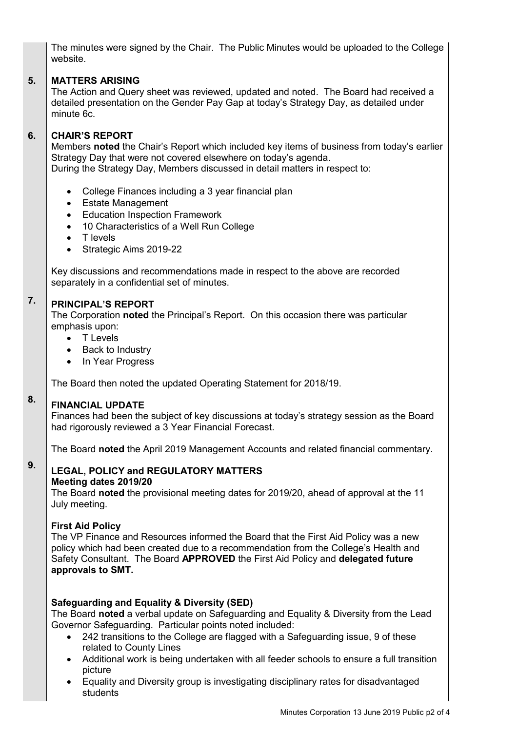The minutes were signed by the Chair. The Public Minutes would be uploaded to the College website.

## 5. MATTERS ARISING

The Action and Query sheet was reviewed, updated and noted. The Board had received a detailed presentation on the Gender Pay Gap at today's Strategy Day, as detailed under minute 6c.

## 6. CHAIR'S REPORT

Members **noted** the Chair's Report which included key items of business from today's earlier Strategy Day that were not covered elsewhere on today's agenda.
During the Strategy Day, Members discussed in detail matters in respect to:

- College Finances including a 3 year financial plan
- Estate Management
- Education Inspection Framework
- 10 Characteristics of a Well Run College
- T levels
- Strategic Aims 2019-22

Key discussions and recommendations made in respect to the above are recorded separately in a confidential set of minutes.

## 7. PRINCIPAL'S REPORT

The Corporation **noted** the Principal's Report. On this occasion there was particular emphasis upon:

- T Levels
- Back to Industry
- In Year Progress

The Board then noted the updated Operating Statement for 2018/19.

## 8. FINANCIAL UPDATE

Finances had been the subject of key discussions at today's strategy session as the Board had rigorously reviewed a 3 Year Financial Forecast.

The Board **noted** the April 2019 Management Accounts and related financial commentary.

## 9. LEGAL, POLICY and REGULATORY MATTERS

**Meeting dates 2019/20**

The Board **noted** the provisional meeting dates for 2019/20, ahead of approval at the 11 July meeting.

**First Aid Policy**

The VP Finance and Resources informed the Board that the First Aid Policy was a new policy which had been created due to a recommendation from the College's Health and Safety Consultant. The Board **APPROVED** the First Aid Policy and **delegated future approvals to SMT.**

**Safeguarding and Equality & Diversity (SED)**

The Board **noted** a verbal update on Safeguarding and Equality & Diversity from the Lead Governor Safeguarding. Particular points noted included:

- 242 transitions to the College are flagged with a Safeguarding issue, 9 of these related to County Lines
- Additional work is being undertaken with all feeder schools to ensure a full transition picture
- Equality and Diversity group is investigating disciplinary rates for disadvantaged students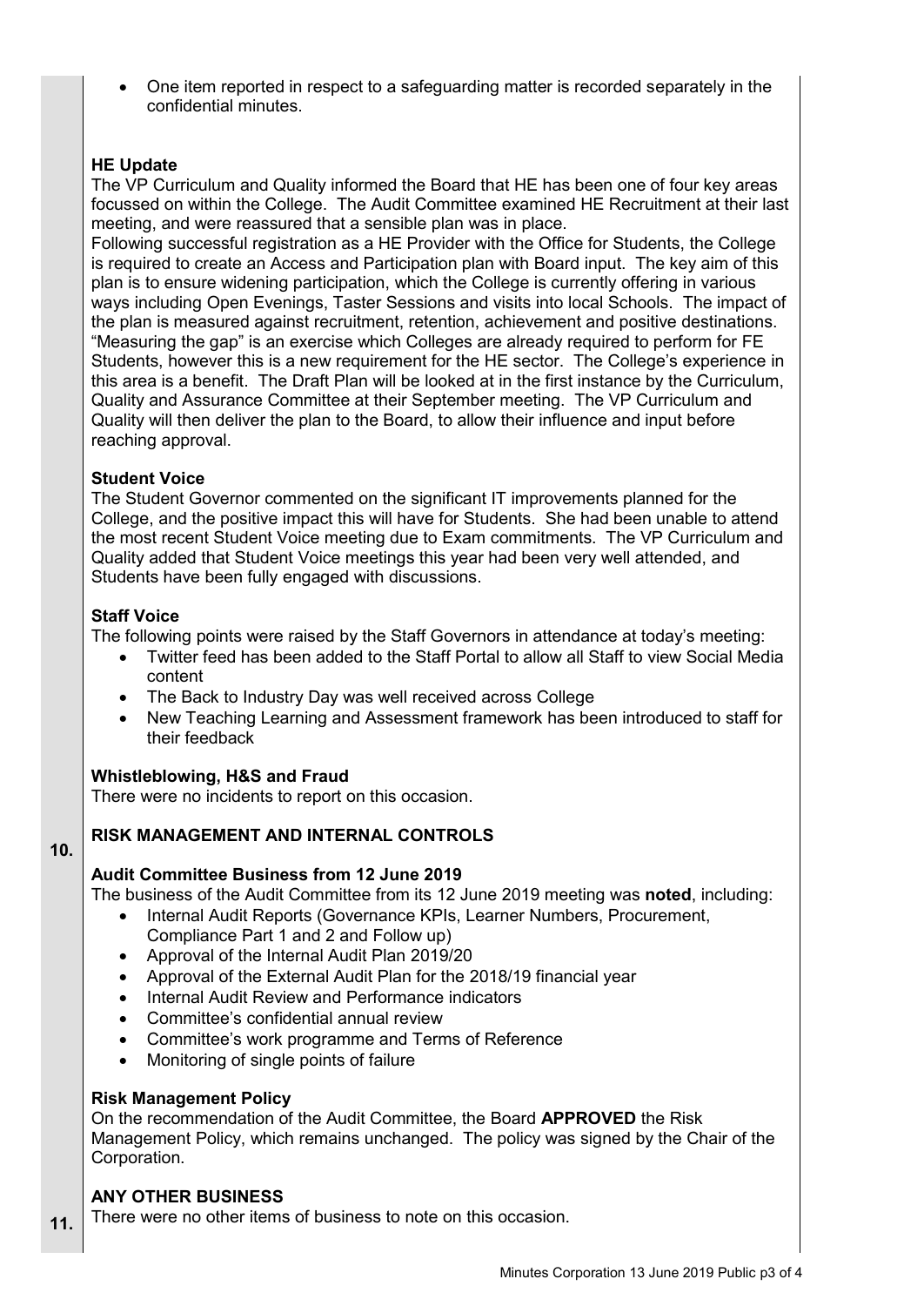- One item reported in respect to a safeguarding matter is recorded separately in the confidential minutes.

**HE Update**

The VP Curriculum and Quality informed the Board that HE has been one of four key areas focussed on within the College. The Audit Committee examined HE Recruitment at their last meeting, and were reassured that a sensible plan was in place.

Following successful registration as a HE Provider with the Office for Students, the College is required to create an Access and Participation plan with Board input. The key aim of this plan is to ensure widening participation, which the College is currently offering in various ways including Open Evenings, Taster Sessions and visits into local Schools. The impact of the plan is measured against recruitment, retention, achievement and positive destinations. "Measuring the gap" is an exercise which Colleges are already required to perform for FE Students, however this is a new requirement for the HE sector. The College's experience in this area is a benefit. The Draft Plan will be looked at in the first instance by the Curriculum, Quality and Assurance Committee at their September meeting. The VP Curriculum and Quality will then deliver the plan to the Board, to allow their influence and input before reaching approval.

**Student Voice**

The Student Governor commented on the significant IT improvements planned for the College, and the positive impact this will have for Students. She had been unable to attend the most recent Student Voice meeting due to Exam commitments. The VP Curriculum and Quality added that Student Voice meetings this year had been very well attended, and Students have been fully engaged with discussions.

**Staff Voice**

The following points were raised by the Staff Governors in attendance at today's meeting:

- Twitter feed has been added to the Staff Portal to allow all Staff to view Social Media content
- The Back to Industry Day was well received across College
- New Teaching Learning and Assessment framework has been introduced to staff for their feedback

**Whistleblowing, H&S and Fraud**

There were no incidents to report on this occasion.

**10. RISK MANAGEMENT AND INTERNAL CONTROLS**

**Audit Committee Business from 12 June 2019**

The business of the Audit Committee from its 12 June 2019 meeting was **noted**, including:

- Internal Audit Reports (Governance KPIs, Learner Numbers, Procurement, Compliance Part 1 and 2 and Follow up)
- Approval of the Internal Audit Plan 2019/20
- Approval of the External Audit Plan for the 2018/19 financial year
- Internal Audit Review and Performance indicators
- Committee's confidential annual review
- Committee's work programme and Terms of Reference
- Monitoring of single points of failure

**Risk Management Policy**

On the recommendation of the Audit Committee, the Board **APPROVED** the Risk Management Policy, which remains unchanged. The policy was signed by the Chair of the Corporation.

**11. ANY OTHER BUSINESS**

There were no other items of business to note on this occasion.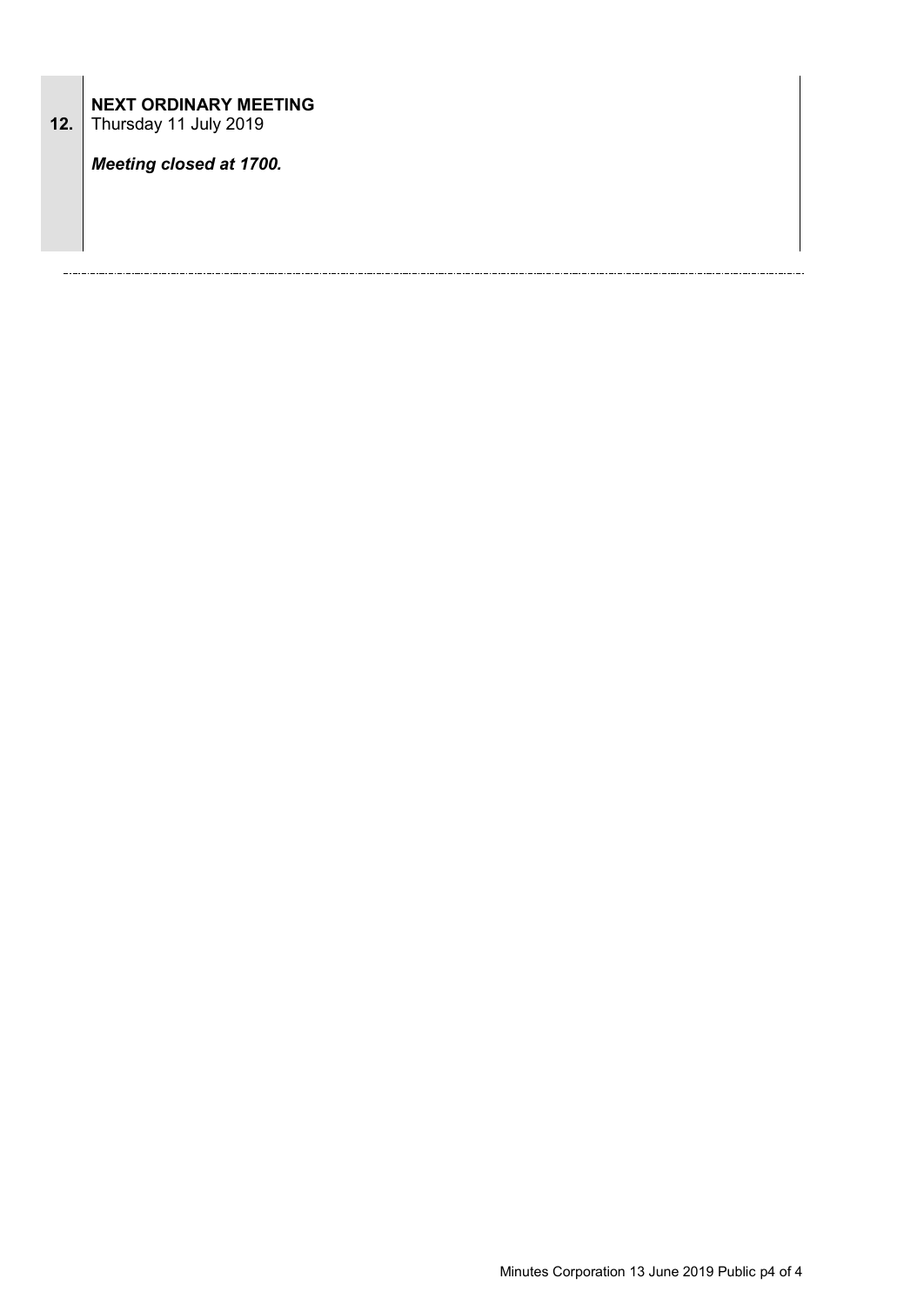| | |
|---|---|
| **12.** | **NEXT ORDINARY MEETING**<br>Thursday 11 July 2019<br><br>***Meeting closed at 1700.*** |